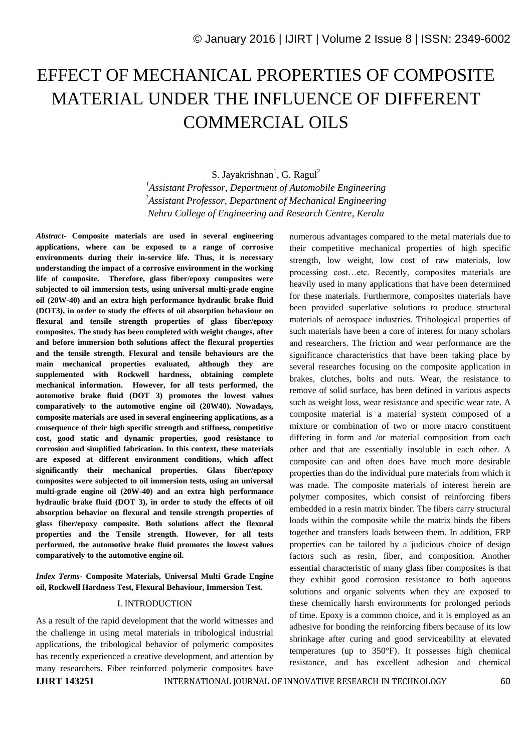# EFFECT OF MECHANICAL PROPERTIES OF COMPOSITE MATERIAL UNDER THE INFLUENCE OF DIFFERENT COMMERCIAL OILS

S. Jayakrishnan[1], G. Ragul[2]

[1]*Assistant Professor, Department of Automobile Engineering*

[2]*Assistant Professor, Department of Mechanical Engineering*

*Nehru College of Engineering and Research Centre, Kerala*

***Abstract-*** **Composite materials are used in several engineering applications, where can be exposed to a range of corrosive environments during their in-service life. Thus, it is necessary understanding the impact of a corrosive environment in the working life of composite. Therefore, glass fiber/epoxy composites were subjected to oil immersion tests, using universal multi-grade engine oil (20W-40) and an extra high performance hydraulic brake fluid (DOT3), in order to study the effects of oil absorption behaviour on flexural and tensile strength properties of glass fiber/epoxy composites. The study has been completed with weight changes, after and before immersion both solutions affect the flexural properties and the tensile strength. Flexural and tensile behaviours are the main mechanical properties evaluated, although they are supplemented with Rockwell hardness, obtaining complete mechanical information. However, for all tests performed, the automotive brake fluid (DOT 3) promotes the lowest values comparatively to the automotive engine oil (20W40). Nowadays, composite materials are used in several engineering applications, as a consequence of their high specific strength and stiffness, competitive cost, good static and dynamic properties, good resistance to corrosion and simplified fabrication. In this context, these materials are exposed at different environment conditions, which affect significantly their mechanical properties. Glass fiber/epoxy composites were subjected to oil immersion tests, using an universal multi-grade engine oil (20W-40) and an extra high performance hydraulic brake fluid (DOT 3), in order to study the effects of oil absorption behavior on flexural and tensile strength properties of glass fiber/epoxy composite. Both solutions affect the flexural properties and the Tensile strength. However, for all tests performed, the automotive brake fluid promotes the lowest values comparatively to the automotive engine oil.**

***Index Terms-*** **Composite Materials, Universal Multi Grade Engine oil, Rockwell Hardness Test, Flexural Behaviour, Immersion Test.**

## I. INTRODUCTION

As a result of the rapid development that the world witnesses and the challenge in using metal materials in tribological industrial applications, the tribological behavior of polymeric composites has recently experienced a creative development, and attention by many researchers. Fiber reinforced polymeric composites have numerous advantages compared to the metal materials due to their competitive mechanical properties of high specific strength, low weight, low cost of raw materials, low processing cost…etc. Recently, composites materials are heavily used in many applications that have been determined for these materials. Furthermore, composites materials have been provided superlative solutions to produce structural materials of aerospace industries. Tribological properties of such materials have been a core of interest for many scholars and researchers. The friction and wear performance are the significance characteristics that have been taking place by several researches focusing on the composite application in brakes, clutches, bolts and nuts. Wear, the resistance to remove of solid surface, has been defined in various aspects such as weight loss, wear resistance and specific wear rate. A composite material is a material system composed of a mixture or combination of two or more macro constituent differing in form and /or material composition from each other and that are essentially insoluble in each other. A composite can and often does have much more desirable properties than do the individual pure materials from which it was made. The composite materials of interest herein are polymer composites, which consist of reinforcing fibers embedded in a resin matrix binder. The fibers carry structural loads within the composite while the matrix binds the fibers together and transfers loads between them. In addition, FRP properties can be tailored by a judicious choice of design factors such as resin, fiber, and composition. Another essential characteristic of many glass fiber composites is that they exhibit good corrosion resistance to both aqueous solutions and organic solvents when they are exposed to these chemically harsh environments for prolonged periods of time. Epoxy is a common choice, and it is employed as an adhesive for bonding the reinforcing fibers because of its low shrinkage after curing and good serviceability at elevated temperatures (up to 350°F). It possesses high chemical resistance, and has excellent adhesion and chemical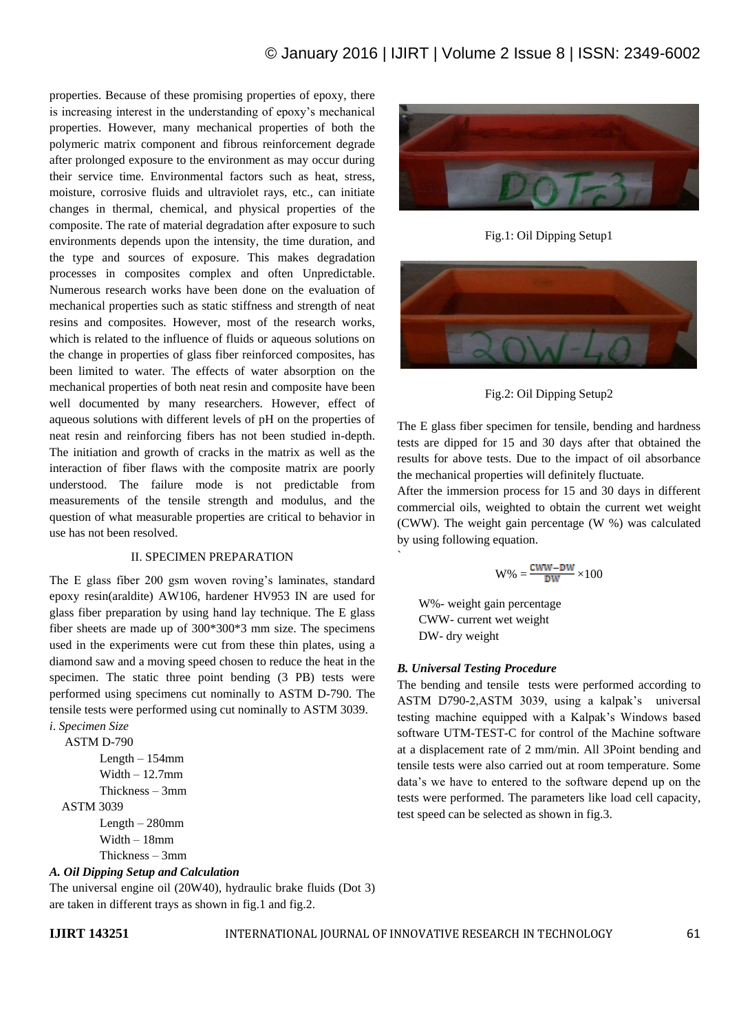properties. Because of these promising properties of epoxy, there is increasing interest in the understanding of epoxy's mechanical properties. However, many mechanical properties of both the polymeric matrix component and fibrous reinforcement degrade after prolonged exposure to the environment as may occur during their service time. Environmental factors such as heat, stress, moisture, corrosive fluids and ultraviolet rays, etc., can initiate changes in thermal, chemical, and physical properties of the composite. The rate of material degradation after exposure to such environments depends upon the intensity, the time duration, and the type and sources of exposure. This makes degradation processes in composites complex and often Unpredictable. Numerous research works have been done on the evaluation of mechanical properties such as static stiffness and strength of neat resins and composites. However, most of the research works, which is related to the influence of fluids or aqueous solutions on the change in properties of glass fiber reinforced composites, has been limited to water. The effects of water absorption on the mechanical properties of both neat resin and composite have been well documented by many researchers. However, effect of aqueous solutions with different levels of pH on the properties of neat resin and reinforcing fibers has not been studied in-depth. The initiation and growth of cracks in the matrix as well as the interaction of fiber flaws with the composite matrix are poorly understood. The failure mode is not predictable from measurements of the tensile strength and modulus, and the question of what measurable properties are critical to behavior in use has not been resolved.

## II. SPECIMEN PREPARATION

The E glass fiber 200 gsm woven roving's laminates, standard epoxy resin(araldite) AW106, hardener HV953 IN are used for glass fiber preparation by using hand lay technique. The E glass fiber sheets are made up of 300\*300\*3 mm size. The specimens used in the experiments were cut from these thin plates, using a diamond saw and a moving speed chosen to reduce the heat in the specimen. The static three point bending (3 PB) tests were performed using specimens cut nominally to ASTM D-790. The tensile tests were performed using cut nominally to ASTM 3039.

*i. Specimen Size*

ASTM D-790

- Length – 154mm
- Width – 12.7mm
- Thickness – 3mm

ASTM 3039

- Length – 280mm
- Width – 18mm
- Thickness – 3mm

### *A. Oil Dipping Setup and Calculation*

The universal engine oil (20W40), hydraulic brake fluids (Dot 3) are taken in different trays as shown in fig.1 and fig.2.

Fig.1: Oil Dipping Setup1

Fig.2: Oil Dipping Setup2

The E glass fiber specimen for tensile, bending and hardness tests are dipped for 15 and 30 days after that obtained the results for above tests. Due to the impact of oil absorbance the mechanical properties will definitely fluctuate.

After the immersion process for 15 and 30 days in different commercial oils, weighted to obtain the current wet weight (CWW). The weight gain percentage (W %) was calculated by using following equation.

$$W\% = \frac{CWW - DW}{DW} \times 100$$

W%- weight gain percentage
CWW- current wet weight
DW- dry weight

### *B. Universal Testing Procedure*

The bending and tensile tests were performed according to ASTM D790-2,ASTM 3039, using a kalpak's universal testing machine equipped with a Kalpak's Windows based software UTM-TEST-C for control of the Machine software at a displacement rate of 2 mm/min. All 3Point bending and tensile tests were also carried out at room temperature. Some data's we have to entered to the software depend up on the tests were performed. The parameters like load cell capacity, test speed can be selected as shown in fig.3.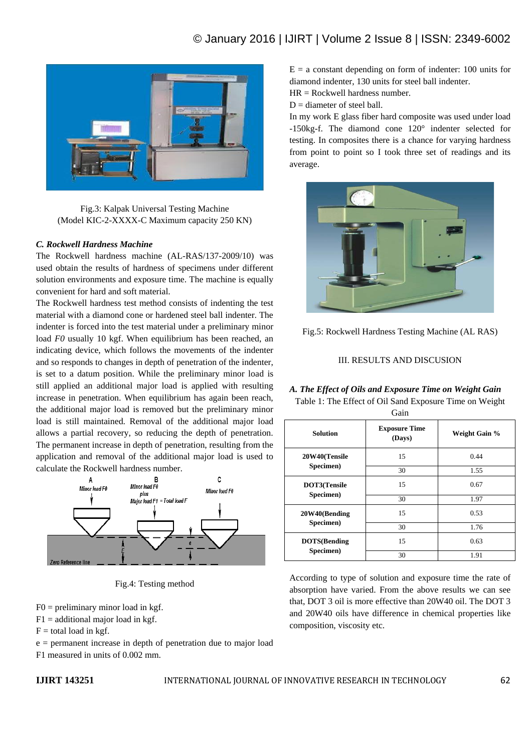Fig.3: Kalpak Universal Testing Machine
(Model KIC-2-XXXX-C Maximum capacity 250 KN)

### *C. Rockwell Hardness Machine*

The Rockwell hardness machine (AL-RAS/137-2009/10) was used obtain the results of hardness of specimens under different solution environments and exposure time. The machine is equally convenient for hard and soft material.

The Rockwell hardness test method consists of indenting the test material with a diamond cone or hardened steel ball indenter. The indenter is forced into the test material under a preliminary minor load *F0* usually 10 kgf. When equilibrium has been reached, an indicating device, which follows the movements of the indenter and so responds to changes in depth of penetration of the indenter, is set to a datum position. While the preliminary minor load is still applied an additional major load is applied with resulting increase in penetration. When equilibrium has again been reach, the additional major load is removed but the preliminary minor load is still maintained. Removal of the additional major load allows a partial recovery, so reducing the depth of penetration. The permanent increase in depth of penetration, resulting from the application and removal of the additional major load is used to calculate the Rockwell hardness number.

Fig.4: Testing method

F0 = preliminary minor load in kgf.
F1 = additional major load in kgf.
F = total load in kgf.
e = permanent increase in depth of penetration due to major load F1 measured in units of 0.002 mm.
E = a constant depending on form of indenter: 100 units for diamond indenter, 130 units for steel ball indenter.
HR = Rockwell hardness number.
D = diameter of steel ball.

In my work E glass fiber hard composite was used under load -150kg-f. The diamond cone 120° indenter selected for testing. In composites there is a chance for varying hardness from point to point so I took three set of readings and its average.

Fig.5: Rockwell Hardness Testing Machine (AL RAS)

## III. RESULTS AND DISCUSION

### *A. The Effect of Oils and Exposure Time on Weight Gain*

Table 1: The Effect of Oil Sand Exposure Time on Weight Gain

| Solution | Exposure Time (Days) | Weight Gain % |
|---|---|---|
| 20W40(Tensile Specimen) | 15 | 0.44 |
| | 30 | 1.55 |
| DOT3(Tensile Specimen) | 15 | 0.67 |
| | 30 | 1.97 |
| 20W40(Bending Specimen) | 15 | 0.53 |
| | 30 | 1.76 |
| DOTS(Bending Specimen) | 15 | 0.63 |
| | 30 | 1.91 |

According to type of solution and exposure time the rate of absorption have varied. From the above results we can see that, DOT 3 oil is more effective than 20W40 oil. The DOT 3 and 20W40 oils have difference in chemical properties like composition, viscosity etc.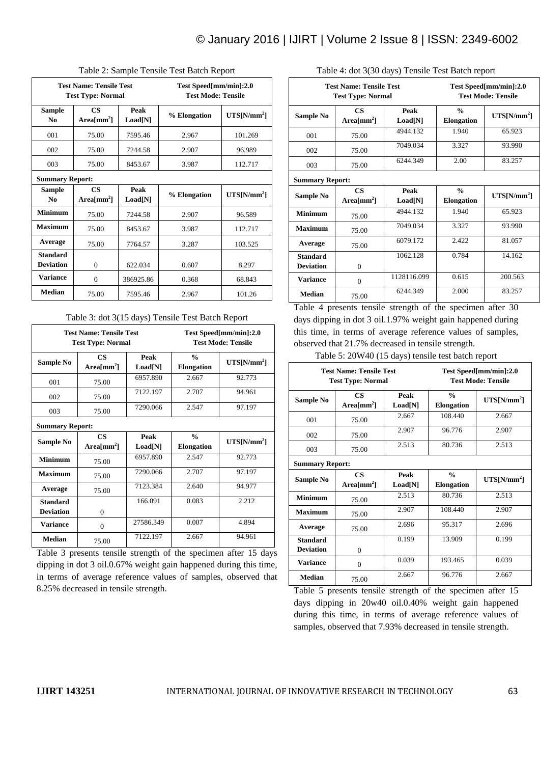Table 2: Sample Tensile Test Batch Report

| Test Name: Tensile Test<br>Test Type: Normal | | | Test Speed[mm/min]:2.0<br>Test Mode: Tensile | |
|---|---|---|---|---|
| Sample No | CS Area[mm$^2$] | Peak Load[N] | % Elongation | UTS[N/mm$^2$] |
| 001 | 75.00 | 7595.46 | 2.967 | 101.269 |
| 002 | 75.00 | 7244.58 | 2.907 | 96.989 |
| 003 | 75.00 | 8453.67 | 3.987 | 112.717 |
| **Summary Report:** | | | | |
| Sample No | CS Area[mm$^2$] | Peak Load[N] | % Elongation | UTS[N/mm$^2$] |
| Minimum | 75.00 | 7244.58 | 2.907 | 96.589 |
| Maximum | 75.00 | 8453.67 | 3.987 | 112.717 |
| Average | 75.00 | 7764.57 | 3.287 | 103.525 |
| Standard Deviation | 0 | 622.034 | 0.607 | 8.297 |
| Variance | 0 | 386925.86 | 0.368 | 68.843 |
| Median | 75.00 | 7595.46 | 2.967 | 101.26 |

Table 3: dot 3(15 days) Tensile Test Batch Report

| Test Name: Tensile Test<br>Test Type: Normal | | | Test Speed[mm/min]:2.0<br>Test Mode: Tensile | |
|---|---|---|---|---|
| Sample No | CS Area[mm$^2$] | Peak Load[N] | % Elongation | UTS[N/mm$^2$] |
| 001 | 75.00 | 6957.890 | 2.667 | 92.773 |
| 002 | 75.00 | 7122.197 | 2.707 | 94.961 |
| 003 | 75.00 | 7290.066 | 2.547 | 97.197 |
| **Summary Report:** | | | | |
| Sample No | CS Area[mm$^2$] | Peak Load[N] | % Elongation | UTS[N/mm$^2$] |
| Minimum | 75.00 | 6957.890 | 2.547 | 92.773 |
| Maximum | 75.00 | 7290.066 | 2.707 | 97.197 |
| Average | 75.00 | 7123.384 | 2.640 | 94.977 |
| Standard Deviation | 0 | 166.091 | 0.083 | 2.212 |
| Variance | 0 | 27586.349 | 0.007 | 4.894 |
| Median | 75.00 | 7122.197 | 2.667 | 94.961 |

Table 3 presents tensile strength of the specimen after 15 days dipping in dot 3 oil.0.67% weight gain happened during this time, in terms of average reference values of samples, observed that 8.25% decreased in tensile strength.

Table 4: dot 3(30 days) Tensile Test Batch report

| Test Name: Tensile Test<br>Test Type: Normal | | | Test Speed[mm/min]:2.0<br>Test Mode: Tensile | |
|---|---|---|---|---|
| Sample No | CS Area[mm$^2$] | Peak Load[N] | % Elongation | UTS[N/mm$^2$] |
| 001 | 75.00 | 4944.132 | 1.940 | 65.923 |
| 002 | 75.00 | 7049.034 | 3.327 | 93.990 |
| 003 | 75.00 | 6244.349 | 2.00 | 83.257 |
| **Summary Report:** | | | | |
| Sample No | CS Area[mm$^2$] | Peak Load[N] | % Elongation | UTS[N/mm$^2$] |
| Minimum | 75.00 | 4944.132 | 1.940 | 65.923 |
| Maximum | 75.00 | 7049.034 | 3.327 | 93.990 |
| Average | 75.00 | 6079.172 | 2.422 | 81.057 |
| Standard Deviation | 0 | 1062.128 | 0.784 | 14.162 |
| Variance | 0 | 1128116.099 | 0.615 | 200.563 |
| Median | 75.00 | 6244.349 | 2.000 | 83.257 |

Table 4 presents tensile strength of the specimen after 30 days dipping in dot 3 oil.1.97% weight gain happened during this time, in terms of average reference values of samples, observed that 21.7% decreased in tensile strength.

Table 5: 20W40 (15 days) tensile test batch report

| Test Name: Tensile Test<br>Test Type: Normal | | | Test Speed[mm/min]:2.0<br>Test Mode: Tensile | |
|---|---|---|---|---|
| Sample No | CS Area[mm$^2$] | Peak Load[N] | % Elongation | UTS[N/mm$^2$] |
| 001 | 75.00 | 2.667 | 108.440 | 2.667 |
| 002 | 75.00 | 2.907 | 96.776 | 2.907 |
| 003 | 75.00 | 2.513 | 80.736 | 2.513 |
| **Summary Report:** | | | | |
| Sample No | CS Area[mm$^2$] | Peak Load[N] | % Elongation | UTS[N/mm$^2$] |
| Minimum | 75.00 | 2.513 | 80.736 | 2.513 |
| Maximum | 75.00 | 2.907 | 108.440 | 2.907 |
| Average | 75.00 | 2.696 | 95.317 | 2.696 |
| Standard Deviation | 0 | 0.199 | 13.909 | 0.199 |
| Variance | 0 | 0.039 | 193.465 | 0.039 |
| Median | 75.00 | 2.667 | 96.776 | 2.667 |

Table 5 presents tensile strength of the specimen after 15 days dipping in 20w40 oil.0.40% weight gain happened during this time, in terms of average reference values of samples, observed that 7.93% decreased in tensile strength.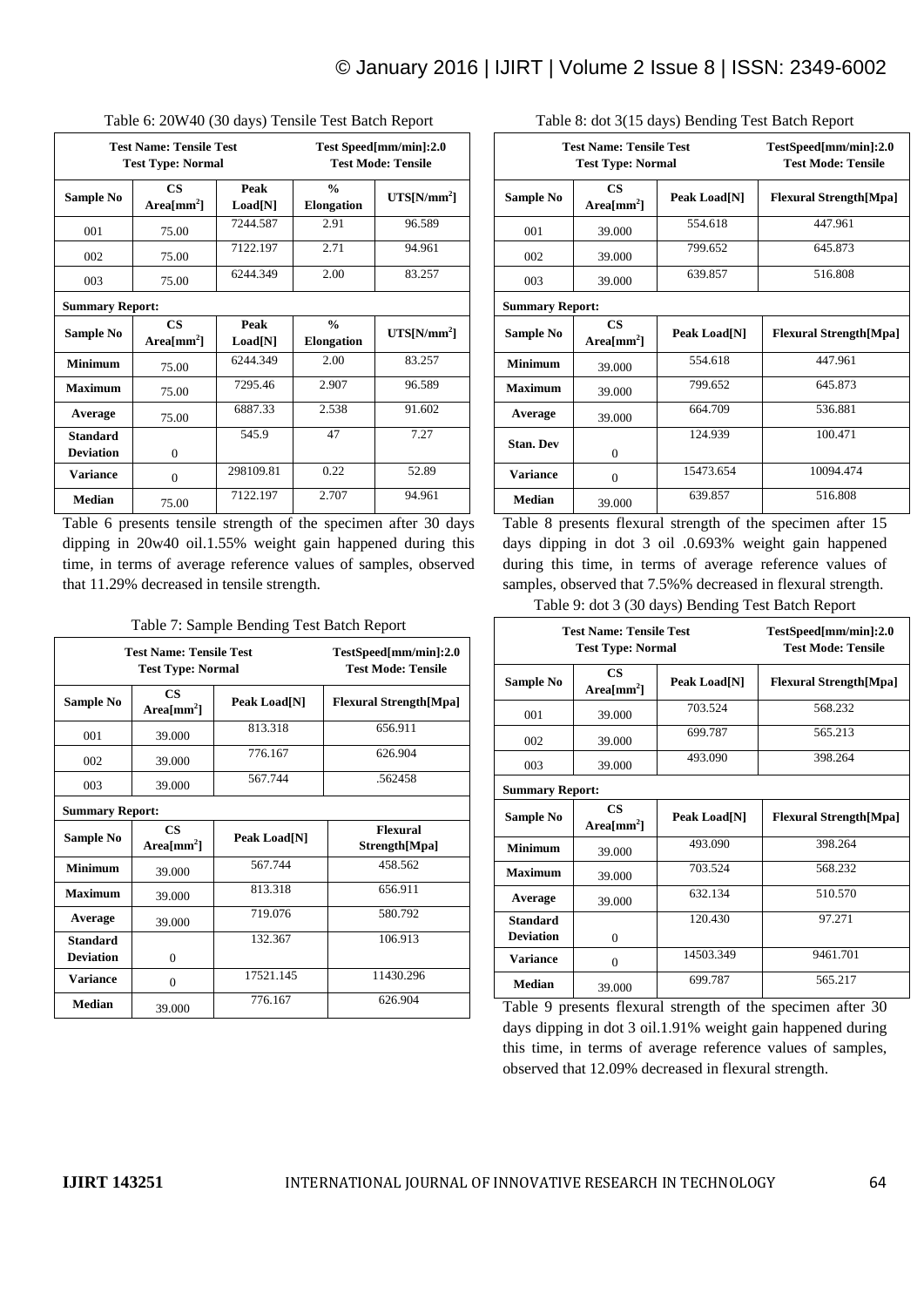Table 6: 20W40 (30 days) Tensile Test Batch Report

| Test Name: Tensile Test<br>Test Type: Normal | | | Test Speed[mm/min]:2.0<br>Test Mode: Tensile | |
|---|---|---|---|---|
| **Sample No** | **CS Area[mm$^2$]** | **Peak Load[N]** | **% Elongation** | **UTS[N/mm$^2$]** |
| 001 | 75.00 | 7244.587 | 2.91 | 96.589 |
| 002 | 75.00 | 7122.197 | 2.71 | 94.961 |
| 003 | 75.00 | 6244.349 | 2.00 | 83.257 |
| **Summary Report:** | | | | |
| **Sample No** | **CS Area[mm$^2$]** | **Peak Load[N]** | **% Elongation** | **UTS[N/mm$^2$]** |
| **Minimum** | 75.00 | 6244.349 | 2.00 | 83.257 |
| **Maximum** | 75.00 | 7295.46 | 2.907 | 96.589 |
| **Average** | 75.00 | 6887.33 | 2.538 | 91.602 |
| **Standard Deviation** | 0 | 545.9 | 47 | 7.27 |
| **Variance** | 0 | 298109.81 | 0.22 | 52.89 |
| **Median** | 75.00 | 7122.197 | 2.707 | 94.961 |

Table 6 presents tensile strength of the specimen after 30 days dipping in 20w40 oil.1.55% weight gain happened during this time, in terms of average reference values of samples, observed that 11.29% decreased in tensile strength.

Table 7: Sample Bending Test Batch Report

| Test Name: Tensile Test<br>Test Type: Normal | | TestSpeed[mm/min]:2.0<br>Test Mode: Tensile | |
|---|---|---|---|
| **Sample No** | **CS Area[mm$^2$]** | **Peak Load[N]** | **Flexural Strength[Mpa]** |
| 001 | 39.000 | 813.318 | 656.911 |
| 002 | 39.000 | 776.167 | 626.904 |
| 003 | 39.000 | 567.744 | .562458 |
| **Summary Report:** | | | |
| **Sample No** | **CS Area[mm$^2$]** | **Peak Load[N]** | **Flexural Strength[Mpa]** |
| **Minimum** | 39.000 | 567.744 | 458.562 |
| **Maximum** | 39.000 | 813.318 | 656.911 |
| **Average** | 39.000 | 719.076 | 580.792 |
| **Standard Deviation** | 0 | 132.367 | 106.913 |
| **Variance** | 0 | 17521.145 | 11430.296 |
| **Median** | 39.000 | 776.167 | 626.904 |

Table 8: dot 3(15 days) Bending Test Batch Report

| Test Name: Tensile Test<br>Test Type: Normal | | TestSpeed[mm/min]:2.0<br>Test Mode: Tensile | |
|---|---|---|---|
| **Sample No** | **CS Area[mm$^2$]** | **Peak Load[N]** | **Flexural Strength[Mpa]** |
| 001 | 39.000 | 554.618 | 447.961 |
| 002 | 39.000 | 799.652 | 645.873 |
| 003 | 39.000 | 639.857 | 516.808 |
| **Summary Report:** | | | |
| **Sample No** | **CS Area[mm$^2$]** | **Peak Load[N]** | **Flexural Strength[Mpa]** |
| **Minimum** | 39.000 | 554.618 | 447.961 |
| **Maximum** | 39.000 | 799.652 | 645.873 |
| **Average** | 39.000 | 664.709 | 536.881 |
| **Stan. Dev** | 0 | 124.939 | 100.471 |
| **Variance** | 0 | 15473.654 | 10094.474 |
| **Median** | 39.000 | 639.857 | 516.808 |

Table 8 presents flexural strength of the specimen after 15 days dipping in dot 3 oil .0.693% weight gain happened during this time, in terms of average reference values of samples, observed that 7.5%% decreased in flexural strength.

Table 9: dot 3 (30 days) Bending Test Batch Report

| Test Name: Tensile Test<br>Test Type: Normal | | TestSpeed[mm/min]:2.0<br>Test Mode: Tensile | |
|---|---|---|---|
| **Sample No** | **CS Area[mm$^2$]** | **Peak Load[N]** | **Flexural Strength[Mpa]** |
| 001 | 39.000 | 703.524 | 568.232 |
| 002 | 39.000 | 699.787 | 565.213 |
| 003 | 39.000 | 493.090 | 398.264 |
| **Summary Report:** | | | |
| **Sample No** | **CS Area[mm$^2$]** | **Peak Load[N]** | **Flexural Strength[Mpa]** |
| **Minimum** | 39.000 | 493.090 | 398.264 |
| **Maximum** | 39.000 | 703.524 | 568.232 |
| **Average** | 39.000 | 632.134 | 510.570 |
| **Standard Deviation** | 0 | 120.430 | 97.271 |
| **Variance** | 0 | 14503.349 | 9461.701 |
| **Median** | 39.000 | 699.787 | 565.217 |

Table 9 presents flexural strength of the specimen after 30 days dipping in dot 3 oil.1.91% weight gain happened during this time, in terms of average reference values of samples, observed that 12.09% decreased in flexural strength.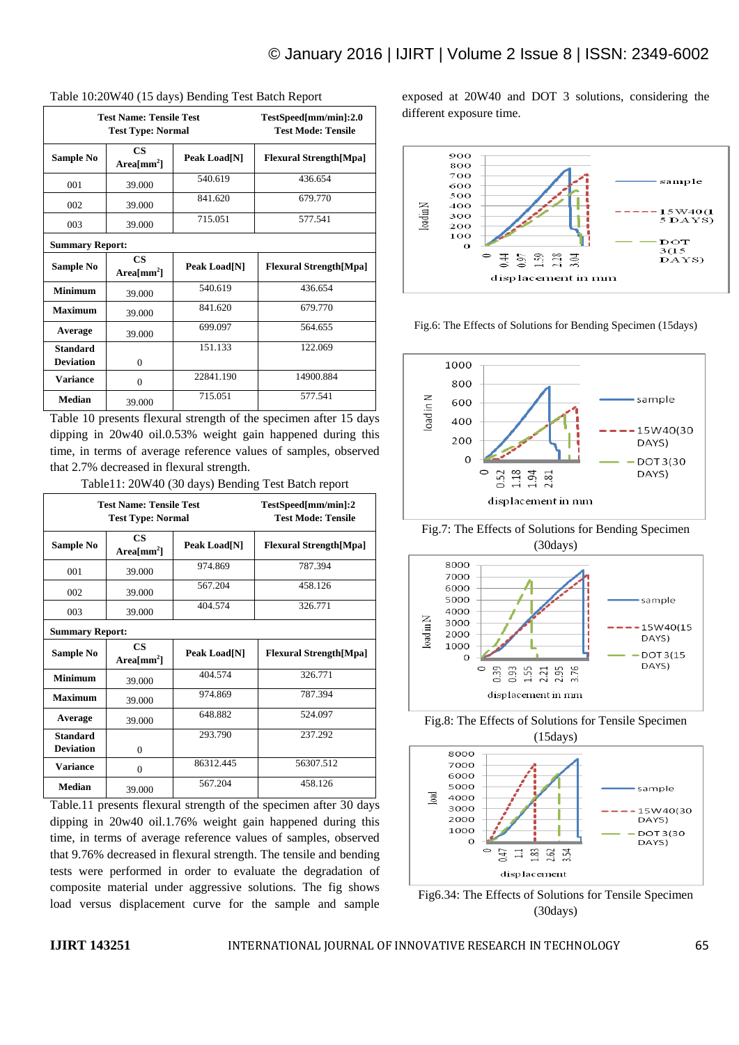Table 10:20W40 (15 days) Bending Test Batch Report

| Test Name: Tensile Test<br>Test Type: Normal | | TestSpeed[mm/min]:2.0<br>Test Mode: Tensile | |
|---|---|---|---|
| **Sample No** | **CS Area[mm$^2$]** | **Peak Load[N]** | **Flexural Strength[Mpa]** |
| 001 | 39.000 | 540.619 | 436.654 |
| 002 | 39.000 | 841.620 | 679.770 |
| 003 | 39.000 | 715.051 | 577.541 |
| **Summary Report:** | | | |
| **Sample No** | **CS Area[mm$^2$]** | **Peak Load[N]** | **Flexural Strength[Mpa]** |
| **Minimum** | 39.000 | 540.619 | 436.654 |
| **Maximum** | 39.000 | 841.620 | 679.770 |
| **Average** | 39.000 | 699.097 | 564.655 |
| **Standard Deviation** | 0 | 151.133 | 122.069 |
| **Variance** | 0 | 22841.190 | 14900.884 |
| **Median** | 39.000 | 715.051 | 577.541 |

Table 10 presents flexural strength of the specimen after 15 days dipping in 20w40 oil.0.53% weight gain happened during this time, in terms of average reference values of samples, observed that 2.7% decreased in flexural strength.

Table11: 20W40 (30 days) Bending Test Batch report

| Test Name: Tensile Test<br>Test Type: Normal | | TestSpeed[mm/min]:2<br>Test Mode: Tensile | |
|---|---|---|---|
| **Sample No** | **CS Area[mm$^2$]** | **Peak Load[N]** | **Flexural Strength[Mpa]** |
| 001 | 39.000 | 974.869 | 787.394 |
| 002 | 39.000 | 567.204 | 458.126 |
| 003 | 39.000 | 404.574 | 326.771 |
| **Summary Report:** | | | |
| **Sample No** | **CS Area[mm$^2$]** | **Peak Load[N]** | **Flexural Strength[Mpa]** |
| **Minimum** | 39.000 | 404.574 | 326.771 |
| **Maximum** | 39.000 | 974.869 | 787.394 |
| **Average** | 39.000 | 648.882 | 524.097 |
| **Standard Deviation** | 0 | 293.790 | 237.292 |
| **Variance** | 0 | 86312.445 | 56307.512 |
| **Median** | 39.000 | 567.204 | 458.126 |

Table.11 presents flexural strength of the specimen after 30 days dipping in 20w40 oil.1.76% weight gain happened during this time, in terms of average reference values of samples, observed that 9.76% decreased in flexural strength. The tensile and bending tests were performed in order to evaluate the degradation of composite material under aggressive solutions. The fig shows load versus displacement curve for the sample and sample exposed at 20W40 and DOT 3 solutions, considering the different exposure time.

Fig.6: The Effects of Solutions for Bending Specimen (15days)

Fig.7: The Effects of Solutions for Bending Specimen (30days)

Fig.8: The Effects of Solutions for Tensile Specimen (15days)

Fig6.34: The Effects of Solutions for Tensile Specimen (30days)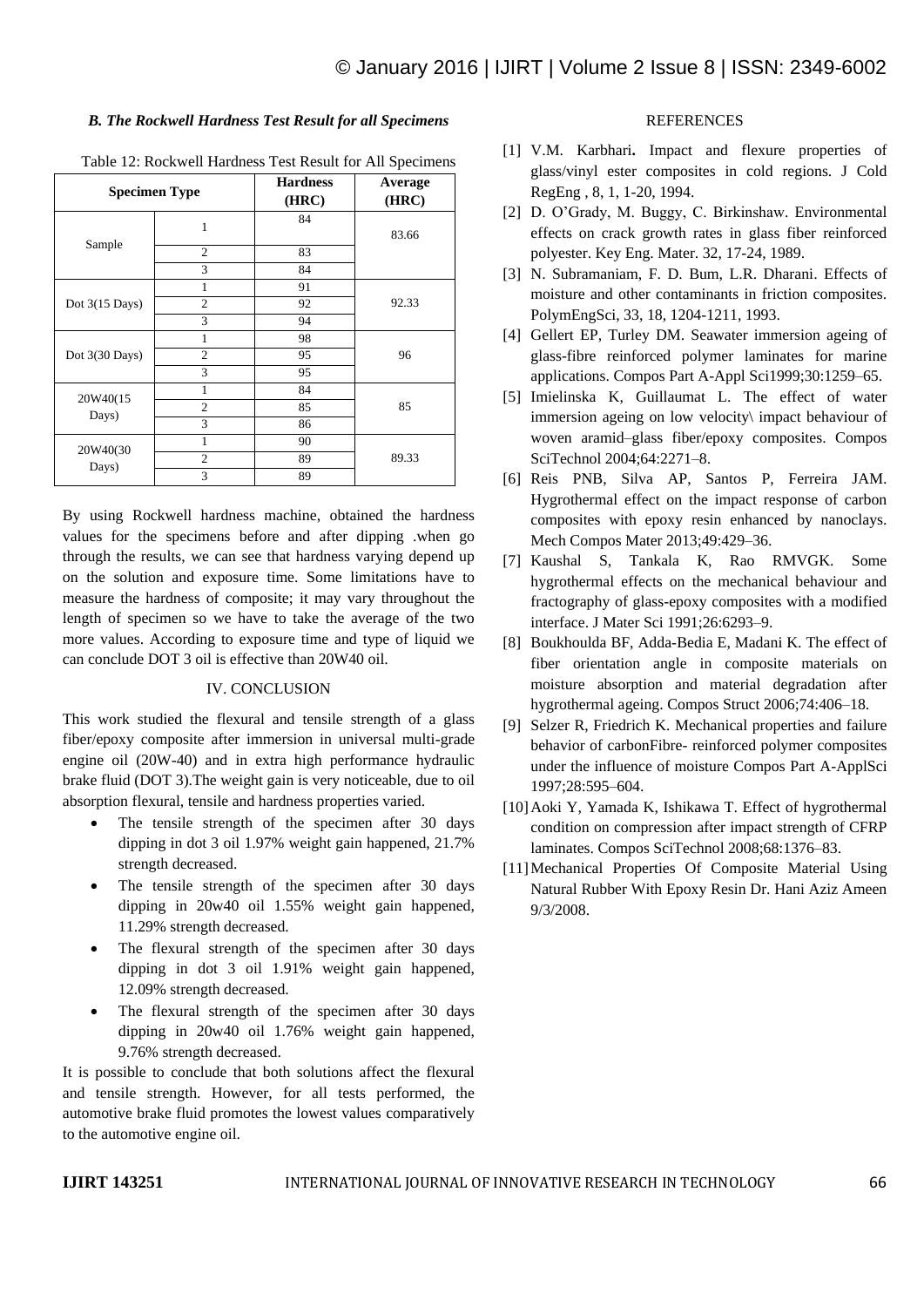### *B. The Rockwell Hardness Test Result for all Specimens*

Table 12: Rockwell Hardness Test Result for All Specimens

| Specimen Type | | Hardness (HRC) | Average (HRC) |
|---|---|---|---|
| Sample | 1 | 84 | 83.66 |
| | 2 | 83 | |
| | 3 | 84 | |
| Dot 3(15 Days) | 1 | 91 | 92.33 |
| | 2 | 92 | |
| | 3 | 94 | |
| Dot 3(30 Days) | 1 | 98 | 96 |
| | 2 | 95 | |
| | 3 | 95 | |
| 20W40(15 Days) | 1 | 84 | 85 |
| | 2 | 85 | |
| | 3 | 86 | |
| 20W40(30 Days) | 1 | 90 | 89.33 |
| | 2 | 89 | |
| | 3 | 89 | |

By using Rockwell hardness machine, obtained the hardness values for the specimens before and after dipping .when go through the results, we can see that hardness varying depend up on the solution and exposure time. Some limitations have to measure the hardness of composite; it may vary throughout the length of specimen so we have to take the average of the two more values. According to exposure time and type of liquid we can conclude DOT 3 oil is effective than 20W40 oil.

## IV. CONCLUSION

This work studied the flexural and tensile strength of a glass fiber/epoxy composite after immersion in universal multi-grade engine oil (20W-40) and in extra high performance hydraulic brake fluid (DOT 3).The weight gain is very noticeable, due to oil absorption flexural, tensile and hardness properties varied.

- The tensile strength of the specimen after 30 days dipping in dot 3 oil 1.97% weight gain happened, 21.7% strength decreased.
- The tensile strength of the specimen after 30 days dipping in 20w40 oil 1.55% weight gain happened, 11.29% strength decreased.
- The flexural strength of the specimen after 30 days dipping in dot 3 oil 1.91% weight gain happened, 12.09% strength decreased.
- The flexural strength of the specimen after 30 days dipping in 20w40 oil 1.76% weight gain happened, 9.76% strength decreased.

It is possible to conclude that both solutions affect the flexural and tensile strength. However, for all tests performed, the automotive brake fluid promotes the lowest values comparatively to the automotive engine oil.

## REFERENCES

[1] V.M. Karbhari**.** Impact and flexure properties of glass/vinyl ester composites in cold regions. J Cold RegEng , 8, 1, 1-20, 1994.

[2] D. O'Grady, M. Buggy, C. Birkinshaw. Environmental effects on crack growth rates in glass fiber reinforced polyester. Key Eng. Mater. 32, 17-24, 1989.

[3] N. Subramaniam, F. D. Bum, L.R. Dharani. Effects of moisture and other contaminants in friction composites. PolymEngSci, 33, 18, 1204-1211, 1993.

[4] Gellert EP, Turley DM. Seawater immersion ageing of glass-fibre reinforced polymer laminates for marine applications. Compos Part A-Appl Sci1999;30:1259–65.

[5] Imielinska K, Guillaumat L. The effect of water immersion ageing on low velocity\ impact behaviour of woven aramid–glass fiber/epoxy composites. Compos SciTechnol 2004;64:2271–8.

[6] Reis PNB, Silva AP, Santos P, Ferreira JAM. Hygrothermal effect on the impact response of carbon composites with epoxy resin enhanced by nanoclays. Mech Compos Mater 2013;49:429–36.

[7] Kaushal S, Tankala K, Rao RMVGK. Some hygrothermal effects on the mechanical behaviour and fractography of glass-epoxy composites with a modified interface. J Mater Sci 1991;26:6293–9.

[8] Boukhoulda BF, Adda-Bedia E, Madani K. The effect of fiber orientation angle in composite materials on moisture absorption and material degradation after hygrothermal ageing. Compos Struct 2006;74:406–18.

[9] Selzer R, Friedrich K. Mechanical properties and failure behavior of carbonFibre- reinforced polymer composites under the influence of moisture Compos Part A-ApplSci 1997;28:595–604.

[10] Aoki Y, Yamada K, Ishikawa T. Effect of hygrothermal condition on compression after impact strength of CFRP laminates. Compos SciTechnol 2008;68:1376–83.

[11] Mechanical Properties Of Composite Material Using Natural Rubber With Epoxy Resin Dr. Hani Aziz Ameen 9/3/2008.